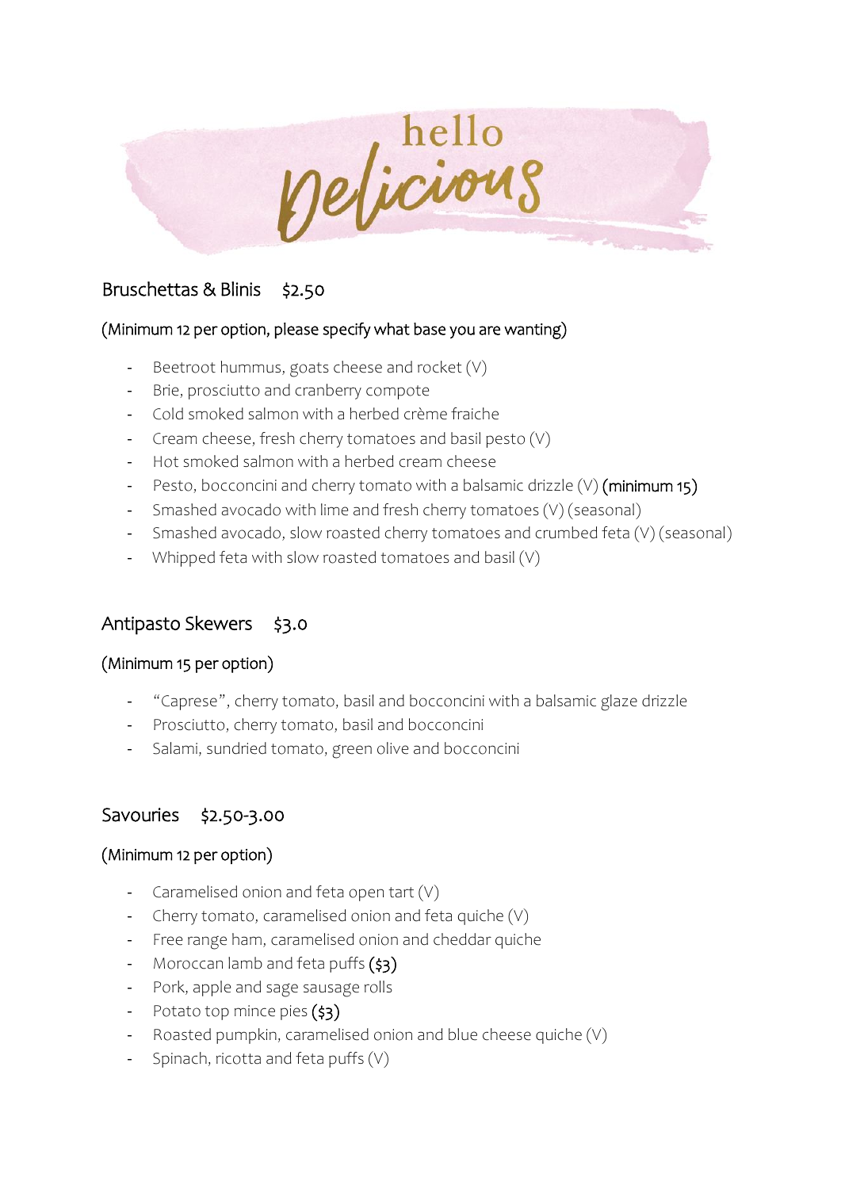# hello Delicious

## Bruschettas & Blinis $2.50

(Minimum 12 per option, please specify what base you are wanting)

- Beetroot hummus, goats cheese and rocket (V)
- Brie, prosciutto and cranberry compote
- Cold smoked salmon with a herbed crème fraiche
- Cream cheese, fresh cherry tomatoes and basil pesto (V)
- Hot smoked salmon with a herbed cream cheese
- Pesto, bocconcini and cherry tomato with a balsamic drizzle (V) (minimum 15)
- Smashed avocado with lime and fresh cherry tomatoes (V) (seasonal)
- Smashed avocado, slow roasted cherry tomatoes and crumbed feta (V) (seasonal)
- Whipped feta with slow roasted tomatoes and basil (V)

## Antipasto Skewers $3.0

(Minimum 15 per option)

- "Caprese", cherry tomato, basil and bocconcini with a balsamic glaze drizzle
- Prosciutto, cherry tomato, basil and bocconcini
- Salami, sundried tomato, green olive and bocconcini

## Savouries $2.50-3.00

(Minimum 12 per option)

- Caramelised onion and feta open tart (V)
- Cherry tomato, caramelised onion and feta quiche (V)
- Free range ham, caramelised onion and cheddar quiche
- Moroccan lamb and feta puffs ($3)
- Pork, apple and sage sausage rolls
- Potato top mince pies ($3)
- Roasted pumpkin, caramelised onion and blue cheese quiche (V)
- Spinach, ricotta and feta puffs (V)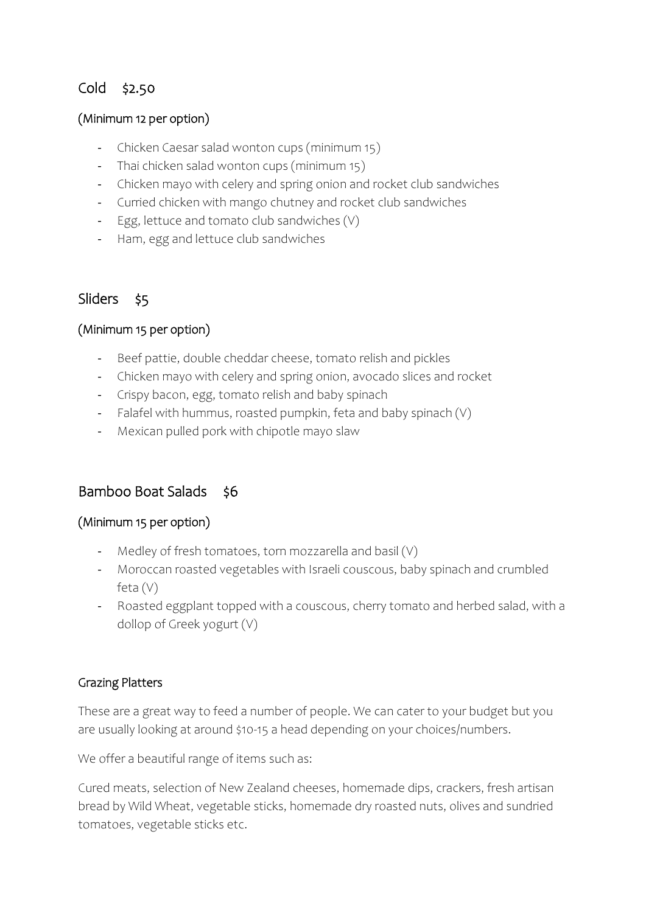## Cold $2.50

(Minimum 12 per option)

- Chicken Caesar salad wonton cups (minimum 15)
- Thai chicken salad wonton cups (minimum 15)
- Chicken mayo with celery and spring onion and rocket club sandwiches
- Curried chicken with mango chutney and rocket club sandwiches
- Egg, lettuce and tomato club sandwiches (V)
- Ham, egg and lettuce club sandwiches

## Sliders $5

(Minimum 15 per option)

- Beef pattie, double cheddar cheese, tomato relish and pickles
- Chicken mayo with celery and spring onion, avocado slices and rocket
- Crispy bacon, egg, tomato relish and baby spinach
- Falafel with hummus, roasted pumpkin, feta and baby spinach (V)
- Mexican pulled pork with chipotle mayo slaw

## Bamboo Boat Salads $6

(Minimum 15 per option)

- Medley of fresh tomatoes, torn mozzarella and basil (V)
- Moroccan roasted vegetables with Israeli couscous, baby spinach and crumbled feta (V)
- Roasted eggplant topped with a couscous, cherry tomato and herbed salad, with a dollop of Greek yogurt (V)

### Grazing Platters

These are a great way to feed a number of people. We can cater to your budget but you are usually looking at around $10-15 a head depending on your choices/numbers.

We offer a beautiful range of items such as:

Cured meats, selection of New Zealand cheeses, homemade dips, crackers, fresh artisan bread by Wild Wheat, vegetable sticks, homemade dry roasted nuts, olives and sundried tomatoes, vegetable sticks etc.